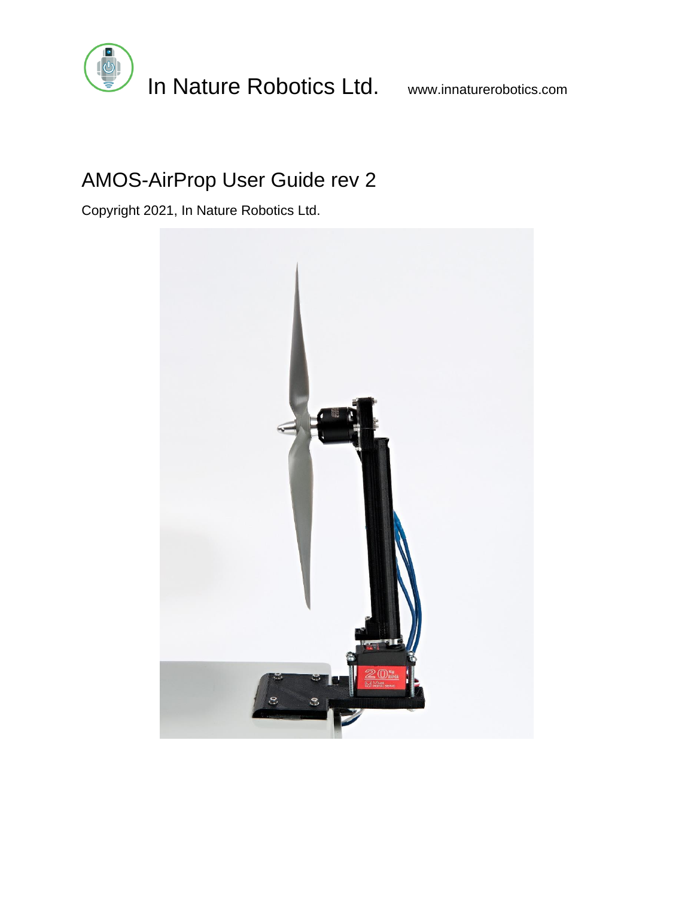In Nature Robotics Ltd. www.innaturerobotics.com

# AMOS-AirProp User Guide rev 2

Copyright 2021, In Nature Robotics Ltd.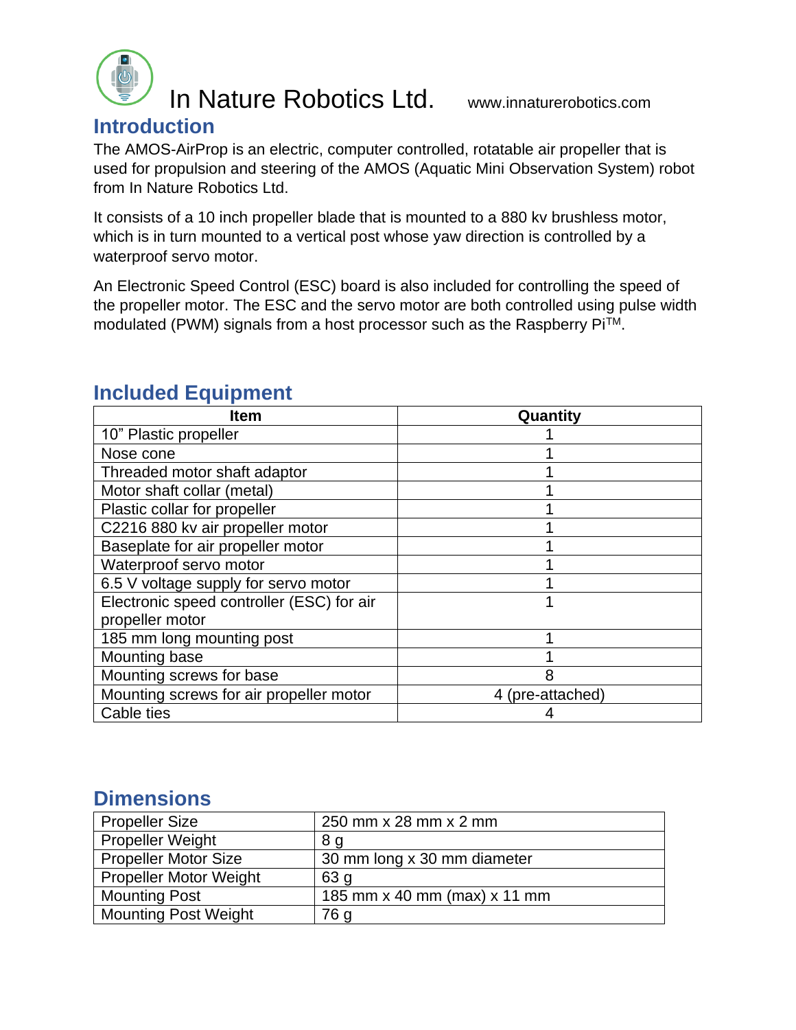# In Nature Robotics Ltd. www.innaturerobotics.com

## Introduction

The AMOS-AirProp is an electric, computer controlled, rotatable air propeller that is used for propulsion and steering of the AMOS (Aquatic Mini Observation System) robot from In Nature Robotics Ltd.

It consists of a 10 inch propeller blade that is mounted to a 880 kv brushless motor, which is in turn mounted to a vertical post whose yaw direction is controlled by a waterproof servo motor.

An Electronic Speed Control (ESC) board is also included for controlling the speed of the propeller motor. The ESC and the servo motor are both controlled using pulse width modulated (PWM) signals from a host processor such as the Raspberry Pi™.

## Included Equipment

| Item | Quantity |
|---|---|
| 10” Plastic propeller | 1 |
| Nose cone | 1 |
| Threaded motor shaft adaptor | 1 |
| Motor shaft collar (metal) | 1 |
| Plastic collar for propeller | 1 |
| C2216 880 kv air propeller motor | 1 |
| Baseplate for air propeller motor | 1 |
| Waterproof servo motor | 1 |
| 6.5 V voltage supply for servo motor | 1 |
| Electronic speed controller (ESC) for air propeller motor | 1 |
| 185 mm long mounting post | 1 |
| Mounting base | 1 |
| Mounting screws for base | 8 |
| Mounting screws for air propeller motor | 4 (pre-attached) |
| Cable ties | 4 |

## Dimensions

| | |
|---|---|
| Propeller Size | 250 mm x 28 mm x 2 mm |
| Propeller Weight | 8 g |
| Propeller Motor Size | 30 mm long x 30 mm diameter |
| Propeller Motor Weight | 63 g |
| Mounting Post | 185 mm x 40 mm (max) x 11 mm |
| Mounting Post Weight | 76 g |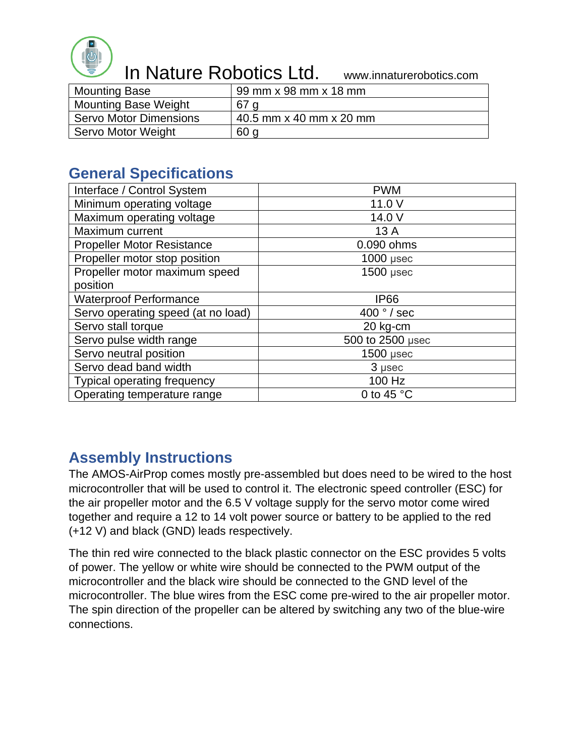| Mounting Base | 99 mm x 98 mm x 18 mm |
| --- | --- |
| Mounting Base Weight | 67 g |
| Servo Motor Dimensions | 40.5 mm x 40 mm x 20 mm |
| Servo Motor Weight | 60 g |

## General Specifications

| Interface / Control System | PWM |
| --- | --- |
| Minimum operating voltage | 11.0 V |
| Maximum operating voltage | 14.0 V |
| Maximum current | 13 A |
| Propeller Motor Resistance | 0.090 ohms |
| Propeller motor stop position | 1000 µsec |
| Propeller motor maximum speed position | 1500 µsec |
| Waterproof Performance | IP66 |
| Servo operating speed (at no load) | 400 ° / sec |
| Servo stall torque | 20 kg-cm |
| Servo pulse width range | 500 to 2500 µsec |
| Servo neutral position | 1500 µsec |
| Servo dead band width | 3 µsec |
| Typical operating frequency | 100 Hz |
| Operating temperature range | 0 to 45 °C |

## Assembly Instructions

The AMOS-AirProp comes mostly pre-assembled but does need to be wired to the host microcontroller that will be used to control it. The electronic speed controller (ESC) for the air propeller motor and the 6.5 V voltage supply for the servo motor come wired together and require a 12 to 14 volt power source or battery to be applied to the red (+12 V) and black (GND) leads respectively.

The thin red wire connected to the black plastic connector on the ESC provides 5 volts of power. The yellow or white wire should be connected to the PWM output of the microcontroller and the black wire should be connected to the GND level of the microcontroller. The blue wires from the ESC come pre-wired to the air propeller motor. The spin direction of the propeller can be altered by switching any two of the blue-wire connections.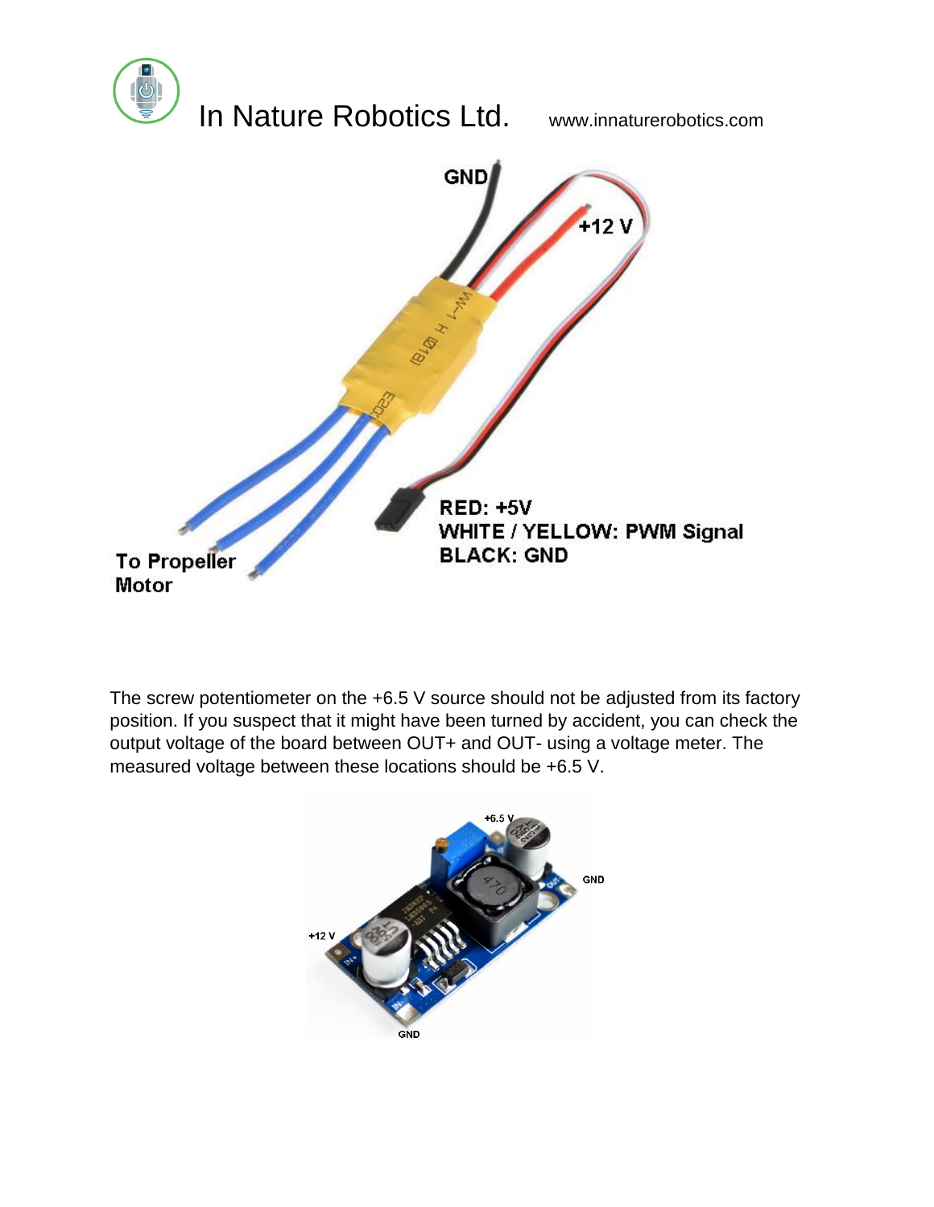The screw potentiometer on the +6.5 V source should not be adjusted from its factory position. If you suspect that it might have been turned by accident, you can check the output voltage of the board between OUT+ and OUT- using a voltage meter. The measured voltage between these locations should be +6.5 V.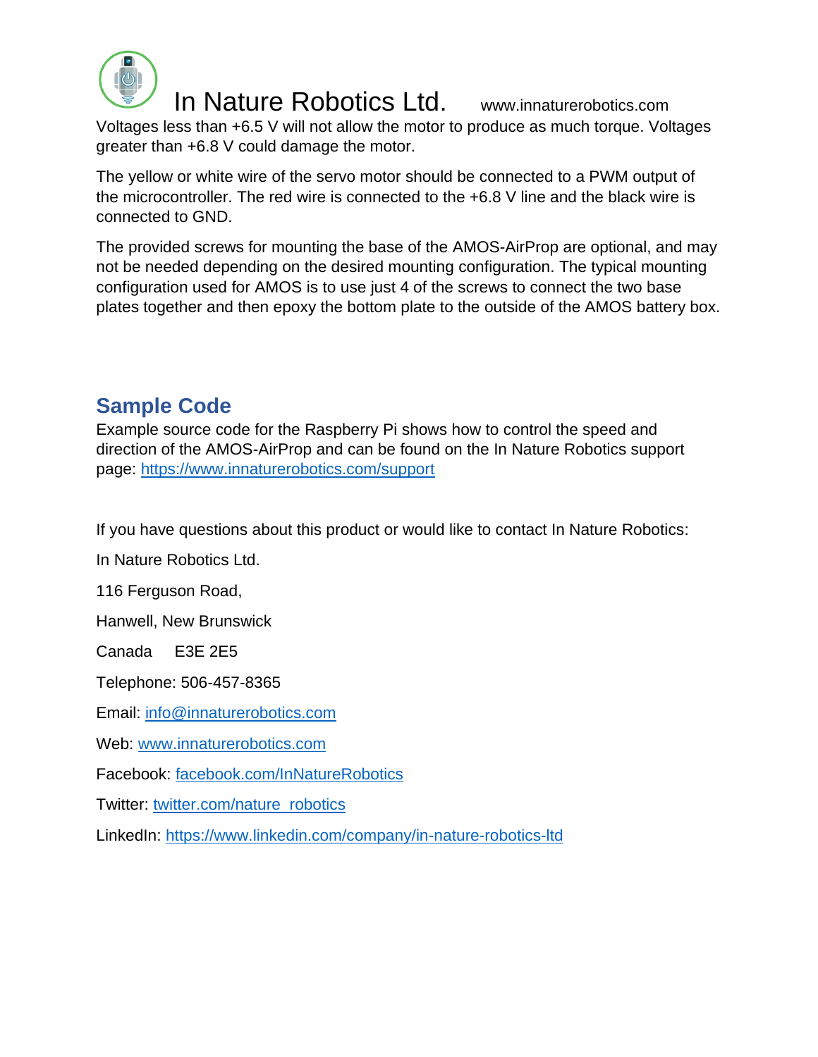Voltages less than +6.5 V will not allow the motor to produce as much torque. Voltages greater than +6.8 V could damage the motor.

The yellow or white wire of the servo motor should be connected to a PWM output of the microcontroller. The red wire is connected to the +6.8 V line and the black wire is connected to GND.

The provided screws for mounting the base of the AMOS-AirProp are optional, and may not be needed depending on the desired mounting configuration. The typical mounting configuration used for AMOS is to use just 4 of the screws to connect the two base plates together and then epoxy the bottom plate to the outside of the AMOS battery box.

## Sample Code

Example source code for the Raspberry Pi shows how to control the speed and direction of the AMOS-AirProp and can be found on the In Nature Robotics support page: [https://www.innaturerobotics.com/support](https://www.innaturerobotics.com/support)

If you have questions about this product or would like to contact In Nature Robotics:

In Nature Robotics Ltd.

116 Ferguson Road,

Hanwell, New Brunswick

Canada E3E 2E5

Telephone: 506-457-8365

Email: [info@innaturerobotics.com](mailto:info@innaturerobotics.com)

Web: [www.innaturerobotics.com](http://www.innaturerobotics.com)

Facebook: [facebook.com/InNatureRobotics](https://facebook.com/InNatureRobotics)

Twitter: [twitter.com/nature_robotics](https://twitter.com/nature_robotics)

LinkedIn: [https://www.linkedin.com/company/in-nature-robotics-ltd](https://www.linkedin.com/company/in-nature-robotics-ltd)